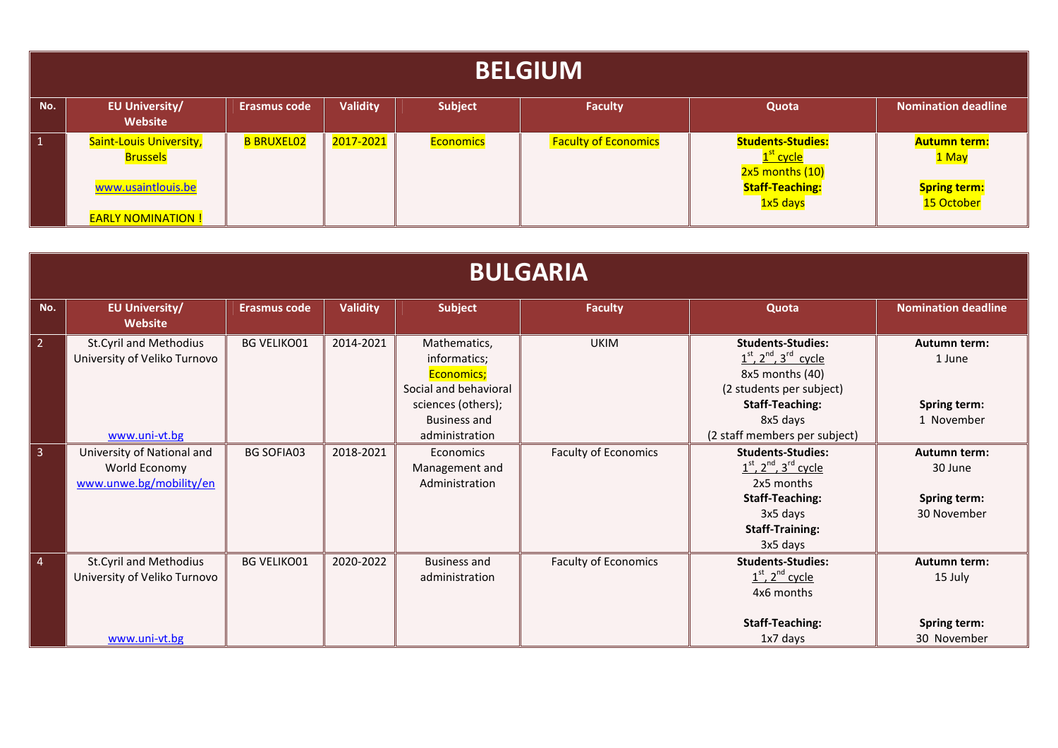# BELGIUM

| No. | EU University/ Website | Erasmus code | Validity | Subject | Faculty | Quota | Nomination deadline |
|---|---|---|---|---|---|---|---|
| 1 | Saint-Louis University, Brussels<br><br>www.usaintlouis.be<br><br>EARLY NOMINATION ! | B BRUXEL02 | 2017-2021 | Economics | Faculty of Economics | **Students-Studies:**<br>1st cycle<br>2x5 months (10)<br>**Staff-Teaching:**<br>1x5 days | **Autumn term:**<br>1 May<br><br>**Spring term:**<br>15 October |

# BULGARIA

| No. | EU University/ Website | Erasmus code | Validity | Subject | Faculty | Quota | Nomination deadline |
|---|---|---|---|---|---|---|---|
| 2 | St.Cyril and Methodius University of Veliko Turnovo<br><br>www.uni-vt.bg | BG VELIKO01 | 2014-2021 | Mathematics, informatics;<br>Economics;<br>Social and behavioral sciences (others);<br>Business and administration | UKIM | **Students-Studies:**<br>1st, 2nd, 3rd cycle<br>8x5 months (40)<br>(2 students per subject)<br>**Staff-Teaching:**<br>8x5 days<br>(2 staff members per subject) | **Autumn term:**<br>1 June<br><br>**Spring term:**<br>1 November |
| 3 | University of National and World Economy<br>www.unwe.bg/mobility/en | BG SOFIA03 | 2018-2021 | Economics<br>Management and Administration | Faculty of Economics | **Students-Studies:**<br>1st, 2nd, 3rd cycle<br>2x5 months<br>**Staff-Teaching:**<br>3x5 days<br>**Staff-Training:**<br>3x5 days | **Autumn term:**<br>30 June<br><br>**Spring term:**<br>30 November |
| 4 | St.Cyril and Methodius University of Veliko Turnovo<br><br>www.uni-vt.bg | BG VELIKO01 | 2020-2022 | Business and administration | Faculty of Economics | **Students-Studies:**<br>1st, 2nd cycle<br>4x6 months<br><br>**Staff-Teaching:**<br>1x7 days | **Autumn term:**<br>15 July<br><br>**Spring term:**<br>30 November |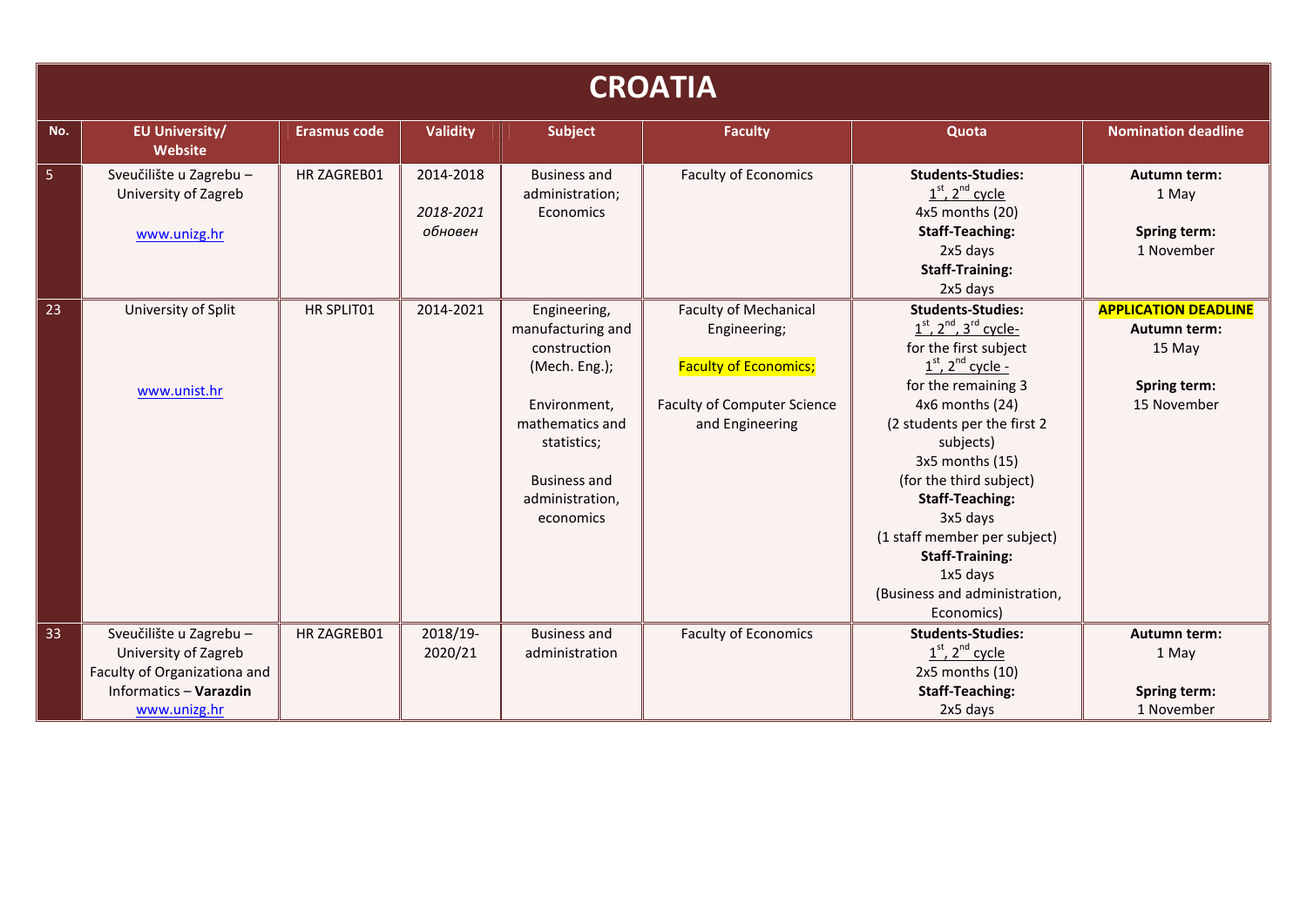# CROATIA

| No. | EU University/ Website | Erasmus code | Validity | Subject | Faculty | Quota | Nomination deadline |
|---|---|---|---|---|---|---|---|
| 5 | Sveučilište u Zagrebu – University of Zagreb www.unizg.hr | HR ZAGREB01 | 2014-2018 *2018-2021 обновен* | Business and administration; Economics | Faculty of Economics | **Students-Studies:** 1st, 2nd cycle 4x5 months (20) **Staff-Teaching:** 2x5 days **Staff-Training:** 2x5 days | **Autumn term:** 1 May **Spring term:** 1 November |
| 23 | University of Split www.unist.hr | HR SPLIT01 | 2014-2021 | Engineering, manufacturing and construction (Mech. Eng.); Environment, mathematics and statistics; Business and administration, economics | Faculty of Mechanical Engineering; Faculty of Economics; Faculty of Computer Science and Engineering | **Students-Studies:** 1st, 2nd, 3rd cycle- for the first subject 1st, 2nd cycle - for the remaining 3 4x6 months (24) (2 students per the first 2 subjects) 3x5 months (15) (for the third subject) **Staff-Teaching:** 3x5 days (1 staff member per subject) **Staff-Training:** 1x5 days (Business and administration, Economics) | **APPLICATION DEADLINE** **Autumn term:** 15 May **Spring term:** 15 November |
| 33 | Sveučilište u Zagrebu – University of Zagreb Faculty of Organizationa and Informatics – **Varazdin** www.unizg.hr | HR ZAGREB01 | 2018/19-2020/21 | Business and administration | Faculty of Economics | **Students-Studies:** 1st, 2nd cycle 2x5 months (10) **Staff-Teaching:** 2x5 days | **Autumn term:** 1 May **Spring term:** 1 November |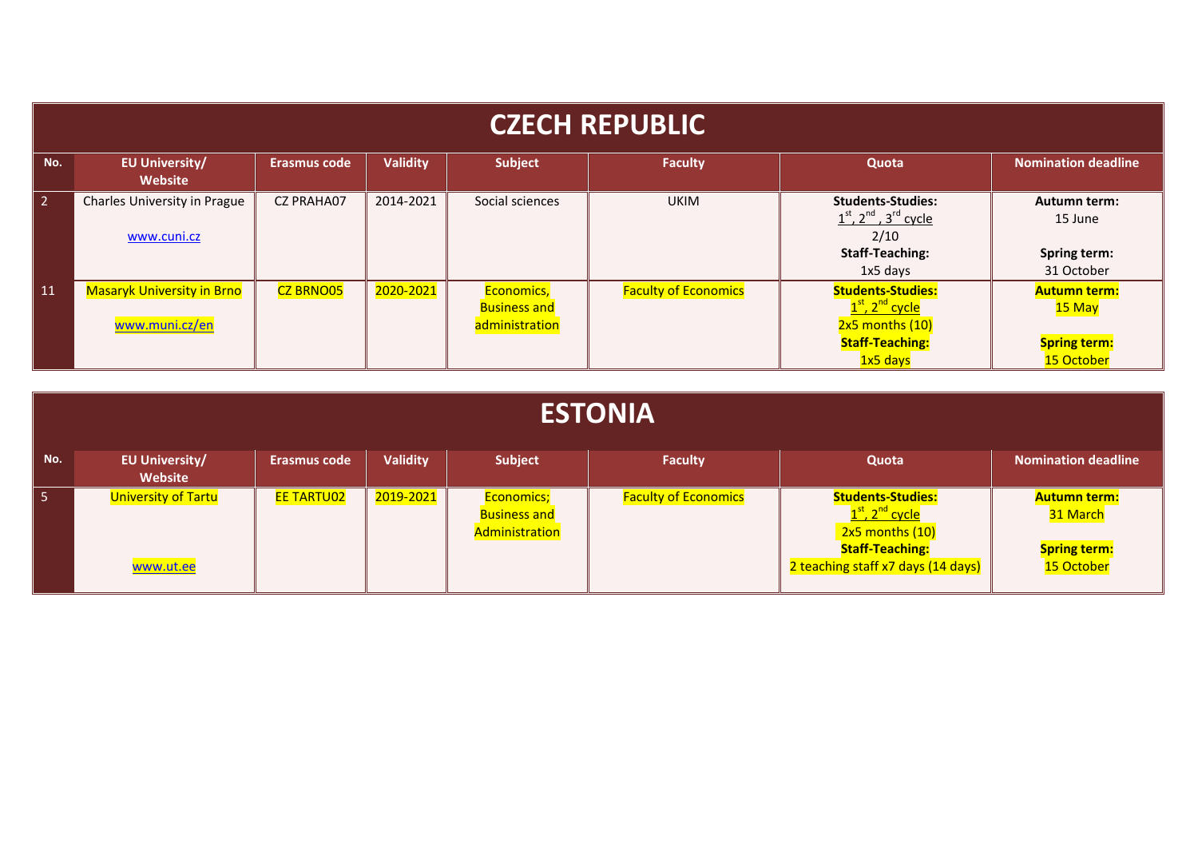# CZECH REPUBLIC

| No. | EU University/ Website | Erasmus code | Validity | Subject | Faculty | Quota | Nomination deadline |
|---|---|---|---|---|---|---|---|
| 2 | Charles University in Prague www.cuni.cz | CZ PRAHA07 | 2014-2021 | Social sciences | UKIM | **Students-Studies:** 1st, 2nd, 3rd cycle 2/10 **Staff-Teaching:** 1x5 days | **Autumn term:** 15 June **Spring term:** 31 October |
| 11 | Masaryk University in Brno www.muni.cz/en | CZ BRNO05 | 2020-2021 | Economics, Business and administration | Faculty of Economics | **Students-Studies:** 1st, 2nd cycle 2x5 months (10) **Staff-Teaching:** 1x5 days | **Autumn term:** 15 May **Spring term:** 15 October |

# ESTONIA

| No. | EU University/ Website | Erasmus code | Validity | Subject | Faculty | Quota | Nomination deadline |
|---|---|---|---|---|---|---|---|
| 5 | University of Tartu www.ut.ee | EE TARTU02 | 2019-2021 | Economics; Business and Administration | Faculty of Economics | **Students-Studies:** 1st, 2nd cycle 2x5 months (10) **Staff-Teaching:** 2 teaching staff x7 days (14 days) | **Autumn term:** 31 March **Spring term:** 15 October |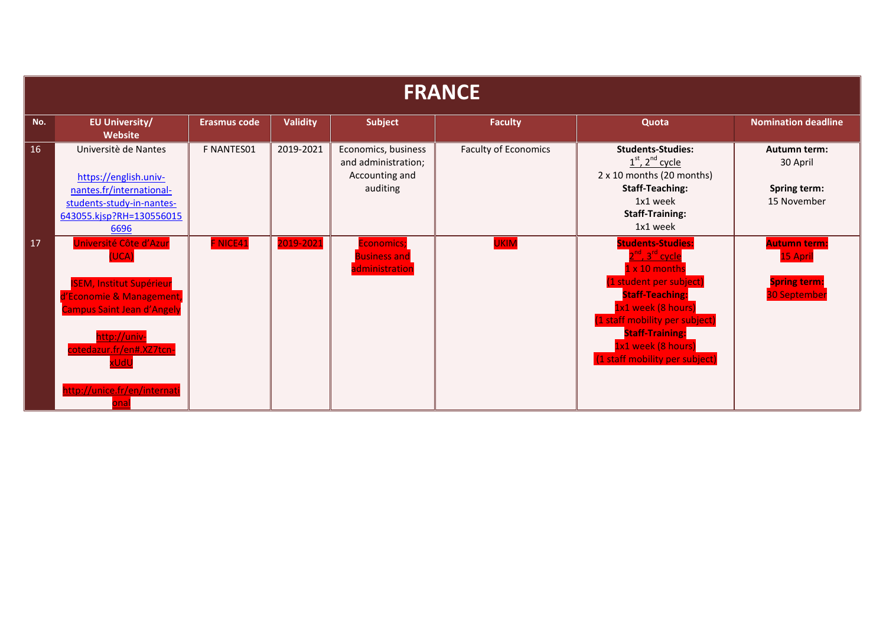# FRANCE

| No. | EU University/ Website | Erasmus code | Validity | Subject | Faculty | Quota | Nomination deadline |
|---|---|---|---|---|---|---|---|
| 16 | Universitè de Nantes<br><br>https://english.univ-nantes.fr/international-students-study-in-nantes-643055.kjsp?RH=1305560156696 | F NANTES01 | 2019-2021 | Economics, business and administration; Accounting and auditing | Faculty of Economics | **Students-Studies:**<br>1st, 2nd cycle<br>2 x 10 months (20 months)<br>**Staff-Teaching:**<br>1x1 week<br>**Staff-Training:**<br>1x1 week | **Autumn term:**<br>30 April<br><br>**Spring term:**<br>15 November |
| 17 | Université Côte d'Azur (UCA)<br><br>ISEM, Institut Supérieur d'Economie & Management, Campus Saint Jean d'Angely<br><br>http://univ-cotedazur.fr/en#.XZ7tcn-xUdU<br><br>http://unice.fr/en/international | F NICE41 | 2019-2021 | Economics; Business and administration | UKIM | **Students-Studies:**<br>2nd, 3rd cycle<br>1 x 10 months<br>(1 student per subject)<br>**Staff-Teaching:**<br>1x1 week (8 hours)<br>(1 staff mobility per subject)<br>**Staff-Training:**<br>1x1 week (8 hours)<br>(1 staff mobility per subject) | **Autumn term:**<br>15 April<br><br>**Spring term:**<br>30 September |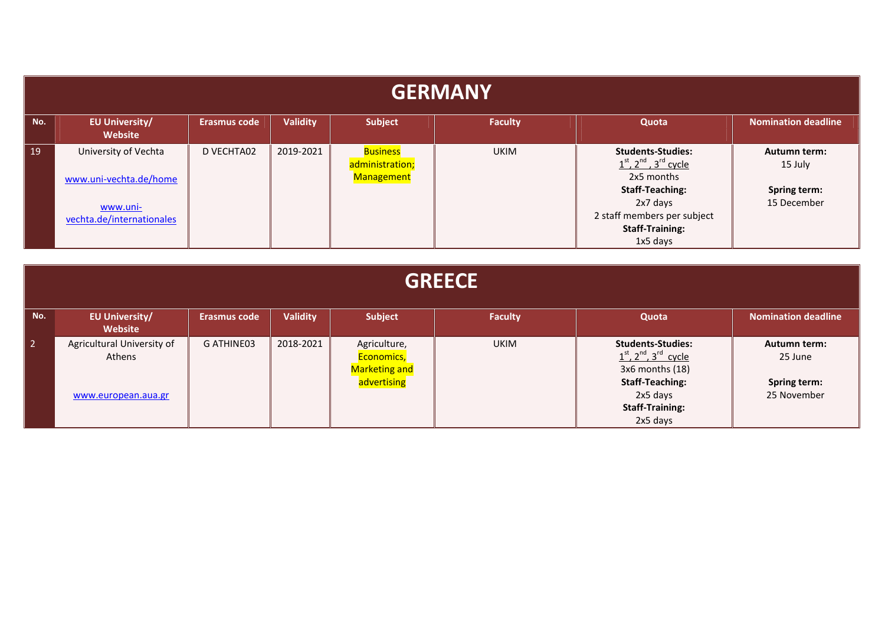# GERMANY

| No. | EU University/ Website | Erasmus code | Validity | Subject | Faculty | Quota | Nomination deadline |
|---|---|---|---|---|---|---|---|
| 19 | University of Vechta<br><br>www.uni-vechta.de/home<br><br>www.uni-vechta.de/internationales | D VECHTA02 | 2019-2021 | Business administration; Management | UKIM | **Students-Studies:**<br>1st, 2nd, 3rd cycle<br>2x5 months<br>**Staff-Teaching:**<br>2x7 days<br>2 staff members per subject<br>**Staff-Training:**<br>1x5 days | **Autumn term:**<br>15 July<br><br>**Spring term:**<br>15 December |

# GREECE

| No. | EU University/ Website | Erasmus code | Validity | Subject | Faculty | Quota | Nomination deadline |
|---|---|---|---|---|---|---|---|
| 2 | Agricultural University of Athens<br><br>www.european.aua.gr | G ATHINE03 | 2018-2021 | Agriculture, Economics, Marketing and advertising | UKIM | **Students-Studies:**<br>1st, 2nd, 3rd cycle<br>3x6 months (18)<br>**Staff-Teaching:**<br>2x5 days<br>**Staff-Training:**<br>2x5 days | **Autumn term:**<br>25 June<br><br>**Spring term:**<br>25 November |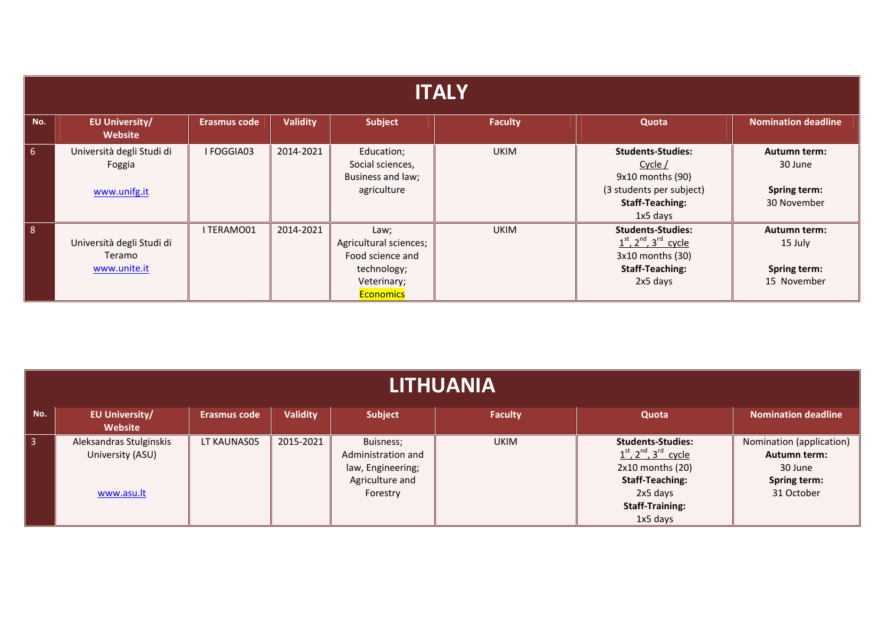## ITALY

| No. | EU University/ Website | Erasmus code | Validity | Subject | Faculty | Quota | Nomination deadline |
|---|---|---|---|---|---|---|---|
| 6 | Università degli Studi di Foggia<br><br>www.unifg.it | I FOGGIA03 | 2014-2021 | Education;<br>Social sciences,<br>Business and law;<br>agriculture | UKIM | **Students-Studies:**<br>Cycle /<br>9x10 months (90)<br>(3 students per subject)<br>**Staff-Teaching:**<br>1x5 days | **Autumn term:**<br>30 June<br><br>**Spring term:**<br>30 November |
| 8 | Università degli Studi di Teramo<br>www.unite.it | I TERAMO01 | 2014-2021 | Law;<br>Agricultural sciences;<br>Food science and technology;<br>Veterinary;<br>Economics | UKIM | **Students-Studies:**<br>1st, 2nd, 3rd cycle<br>3x10 months (30)<br>**Staff-Teaching:**<br>2x5 days | **Autumn term:**<br>15 July<br><br>**Spring term:**<br>15 November |

## LITHUANIA

| No. | EU University/ Website | Erasmus code | Validity | Subject | Faculty | Quota | Nomination deadline |
|---|---|---|---|---|---|---|---|
| 3 | Aleksandras Stulginskis University (ASU)<br><br>www.asu.lt | LT KAUNAS05 | 2015-2021 | Buisness;<br>Administration and law, Engineering;<br>Agriculture and Forestry | UKIM | **Students-Studies:**<br>1st, 2nd, 3rd cycle<br>2x10 months (20)<br>**Staff-Teaching:**<br>2x5 days<br>**Staff-Training:**<br>1x5 days | Nomination (application)<br>**Autumn term:**<br>30 June<br>**Spring term:**<br>31 October |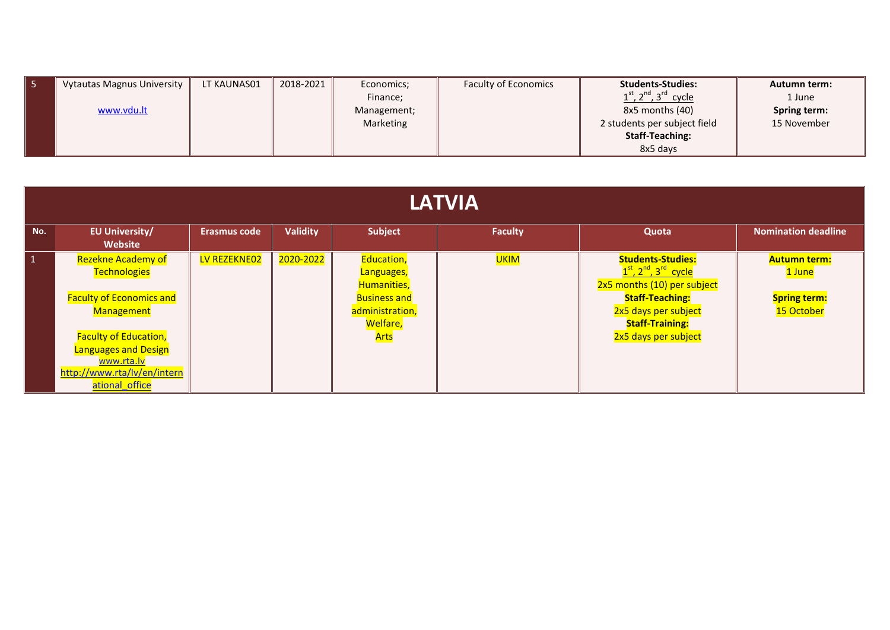| | | | | | | | |
|---|---|---|---|---|---|---|---|
| 5 | Vytautas Magnus University<br><br>www.vdu.lt | LT KAUNAS01 | 2018-2021 | Economics;<br>Finance;<br>Management;<br>Marketing | Faculty of Economics | **Students-Studies:**<br>$1^{st}$, $2^{nd}$, $3^{rd}$ cycle<br>8x5 months (40)<br>2 students per subject field<br>**Staff-Teaching:**<br>8x5 days | **Autumn term:**<br>1 June<br>**Spring term:**<br>15 November |

# LATVIA

| No. | EU University/ Website | Erasmus code | Validity | Subject | Faculty | Quota | Nomination deadline |
|---|---|---|---|---|---|---|---|
| 1 | Rezekne Academy of Technologies<br><br>Faculty of Economics and Management<br><br>Faculty of Education, Languages and Design<br>www.rta.lv<br>http://www.rta/lv/en/international_office | LV REZEKNE02 | 2020-2022 | Education,<br>Languages,<br>Humanities,<br>Business and administration,<br>Welfare,<br>Arts | UKIM | **Students-Studies:**<br>$1^{st}$, $2^{nd}$, $3^{rd}$ cycle<br>2x5 months (10) per subject<br>**Staff-Teaching:**<br>2x5 days per subject<br>**Staff-Training:**<br>2x5 days per subject | **Autumn term:**<br>1 June<br><br>**Spring term:**<br>15 October |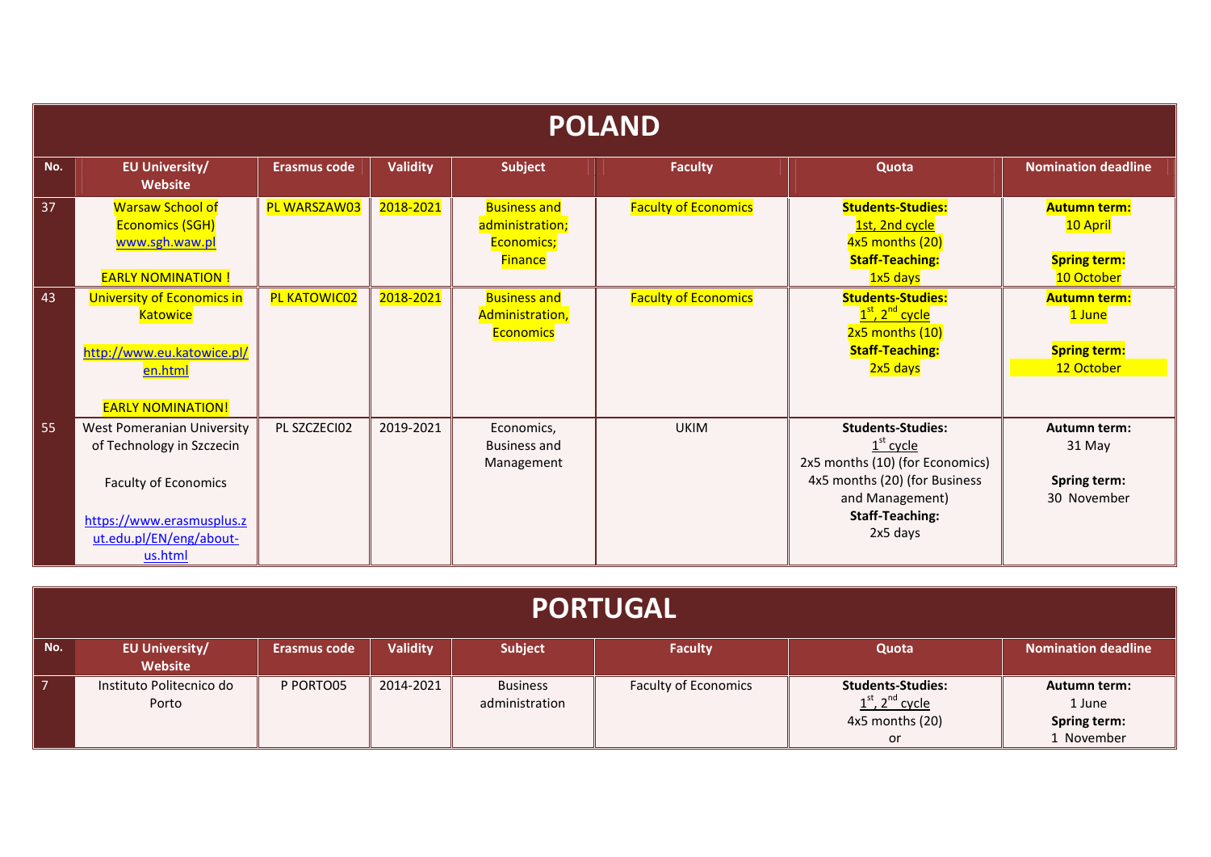# POLAND

| No. | EU University/ Website | Erasmus code | Validity | Subject | Faculty | Quota | Nomination deadline |
|---|---|---|---|---|---|---|---|
| 37 | Warsaw School of Economics (SGH) www.sgh.waw.pl **EARLY NOMINATION !** | PL WARSZAW03 | 2018-2021 | Business and administration; Economics; Finance | Faculty of Economics | **Students-Studies:** 1st, 2nd cycle 4x5 months (20) **Staff-Teaching:** 1x5 days | **Autumn term:** 10 April **Spring term:** 10 October |
| 43 | University of Economics in Katowice http://www.eu.katowice.pl/en.html **EARLY NOMINATION!** | PL KATOWIC02 | 2018-2021 | Business and Administration, Economics | Faculty of Economics | **Students-Studies:** 1st, 2nd cycle 2x5 months (10) **Staff-Teaching:** 2x5 days | **Autumn term:** 1 June **Spring term:** 12 October |
| 55 | West Pomeranian University of Technology in Szczecin Faculty of Economics https://www.erasmusplus.zut.edu.pl/EN/eng/about-us.html | PL SZCZECI02 | 2019-2021 | Economics, Business and Management | UKIM | **Students-Studies:** 1st cycle 2x5 months (10) (for Economics) 4x5 months (20) (for Business and Management) **Staff-Teaching:** 2x5 days | **Autumn term:** 31 May **Spring term:** 30 November |

# PORTUGAL

| No. | EU University/ Website | Erasmus code | Validity | Subject | Faculty | Quota | Nomination deadline |
|---|---|---|---|---|---|---|---|
| 7 | Instituto Politecnico do Porto | P PORTO05 | 2014-2021 | Business administration | Faculty of Economics | **Students-Studies:** 1st, 2nd cycle 4x5 months (20) or | **Autumn term:** 1 June **Spring term:** 1 November |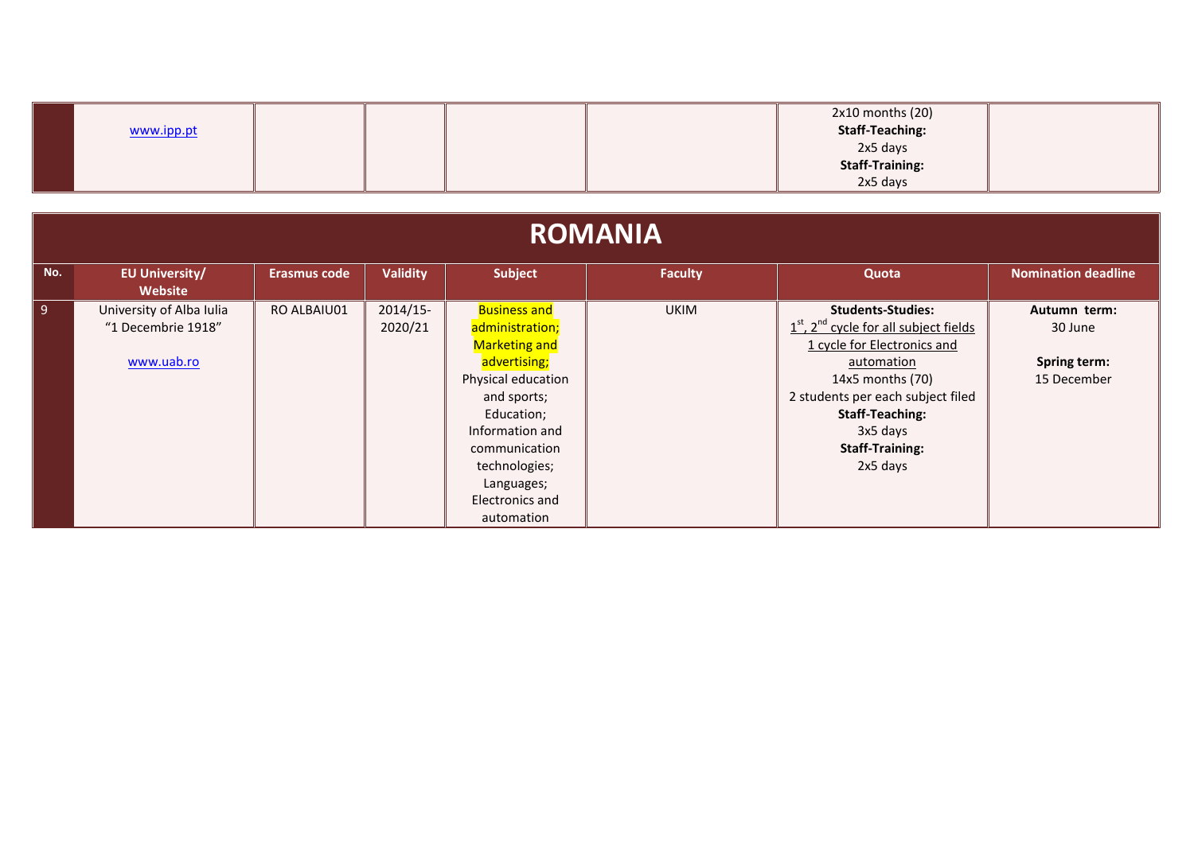| | | | | | | | |
|---|---|---|---|---|---|---|---|
| | www.ipp.pt | | | | | 2x10 months (20)<br>**Staff-Teaching:**<br>2x5 days<br>**Staff-Training:**<br>2x5 days | |

# ROMANIA

| No. | EU University/ Website | Erasmus code | Validity | Subject | Faculty | Quota | Nomination deadline |
|---|---|---|---|---|---|---|---|
| 9 | University of Alba Iulia "1 Decembrie 1918"<br><br>www.uab.ro | RO ALBAIU01 | 2014/15-2020/21 | Business and administration;<br>Marketing and advertising;<br>Physical education and sports;<br>Education;<br>Information and communication technologies;<br>Languages;<br>Electronics and automation | UKIM | **Students-Studies:**<br>1st, 2nd cycle for all subject fields<br>1 cycle for Electronics and automation<br>14x5 months (70)<br>2 students per each subject filed<br>**Staff-Teaching:**<br>3x5 days<br>**Staff-Training:**<br>2x5 days | **Autumn term:**<br>30 June<br><br>**Spring term:**<br>15 December |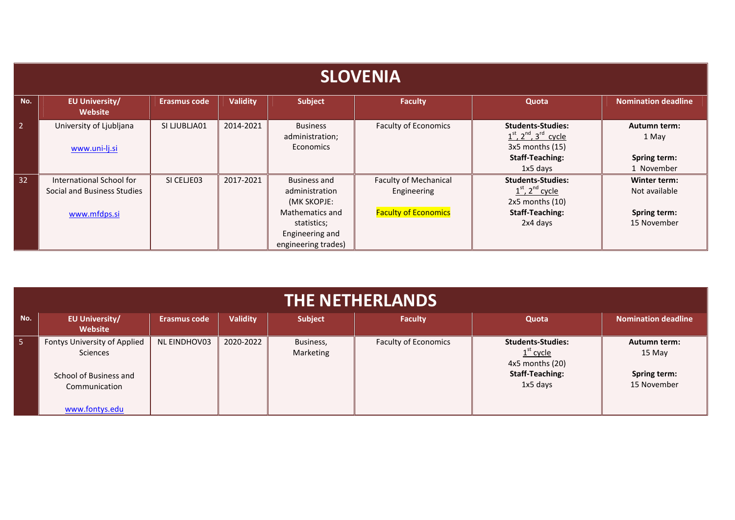# SLOVENIA

| No. | EU University/ Website | Erasmus code | Validity | Subject | Faculty | Quota | Nomination deadline |
|---|---|---|---|---|---|---|---|
| 2 | University of Ljubljana<br><br>www.uni-lj.si | SI LJUBLJA01 | 2014-2021 | Business administration; Economics | Faculty of Economics | **Students-Studies:**<br>1st, 2nd, 3rd cycle<br>3x5 months (15)<br>**Staff-Teaching:**<br>1x5 days | **Autumn term:**<br>1 May<br><br>**Spring term:**<br>1 November |
| 32 | International School for Social and Business Studies<br><br>www.mfdps.si | SI CELJE03 | 2017-2021 | Business and administration (MK SKOPJE: Mathematics and statistics; Engineering and engineering trades) | Faculty of Mechanical Engineering<br><br>Faculty of Economics | **Students-Studies:**<br>1st, 2nd cycle<br>2x5 months (10)<br>**Staff-Teaching:**<br>2x4 days | **Winter term:**<br>Not available<br><br>**Spring term:**<br>15 November |

# THE NETHERLANDS

| No. | EU University/ Website | Erasmus code | Validity | Subject | Faculty | Quota | Nomination deadline |
|---|---|---|---|---|---|---|---|
| 5 | Fontys University of Applied Sciences<br><br>School of Business and Communication<br><br>www.fontys.edu | NL EINDHOV03 | 2020-2022 | Business, Marketing | Faculty of Economics | **Students-Studies:**<br>1st cycle<br>4x5 months (20)<br>**Staff-Teaching:**<br>1x5 days | **Autumn term:**<br>15 May<br><br>**Spring term:**<br>15 November |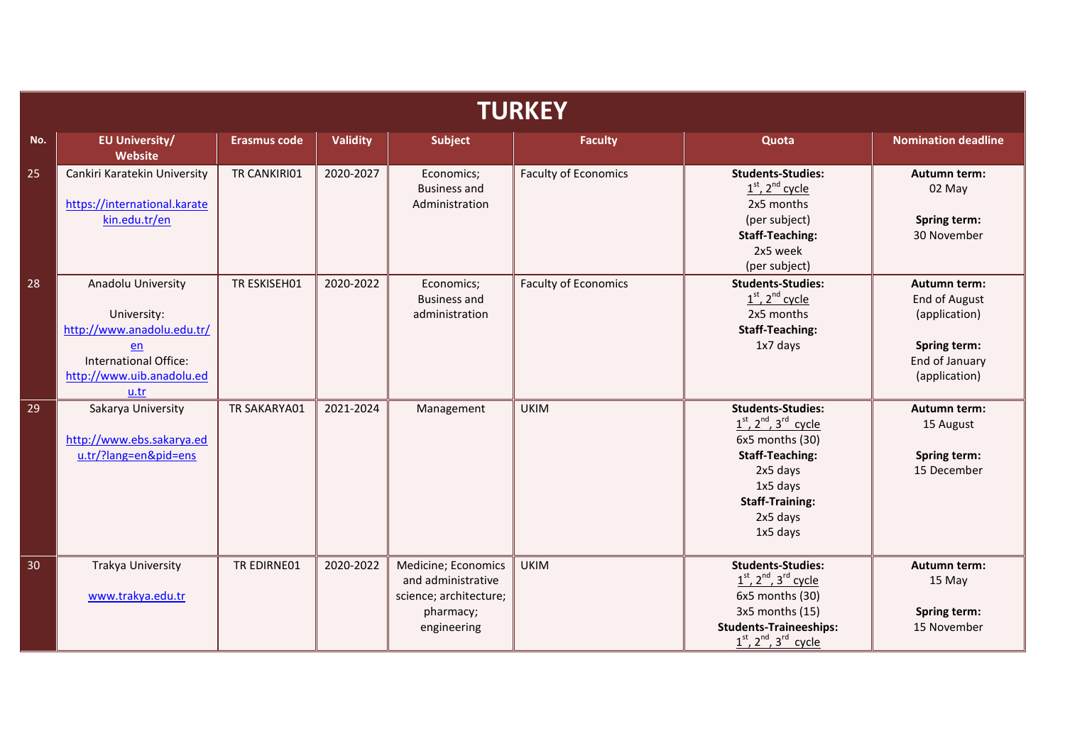# TURKEY

| No. | EU University/ Website | Erasmus code | Validity | Subject | Faculty | Quota | Nomination deadline |
|---|---|---|---|---|---|---|---|
| 25 | Cankiri Karatekin University<br><br>https://international.karatekin.edu.tr/en | TR CANKIRI01 | 2020-2027 | Economics; Business and Administration | Faculty of Economics | **Students-Studies:**<br>1st, 2nd cycle<br>2x5 months<br>(per subject)<br>**Staff-Teaching:**<br>2x5 week<br>(per subject) | **Autumn term:**<br>02 May<br><br>**Spring term:**<br>30 November |
| 28 | Anadolu University<br><br>University:<br>http://www.anadolu.edu.tr/en<br>International Office:<br>http://www.uib.anadolu.edu.tr | TR ESKISEH01 | 2020-2022 | Economics; Business and administration | Faculty of Economics | **Students-Studies:**<br>1st, 2nd cycle<br>2x5 months<br>**Staff-Teaching:**<br>1x7 days | **Autumn term:**<br>End of August (application)<br><br>**Spring term:**<br>End of January (application) |
| 29 | Sakarya University<br><br>http://www.ebs.sakarya.edu.tr/?lang=en&pid=ens | TR SAKARYA01 | 2021-2024 | Management | UKIM | **Students-Studies:**<br>1st, 2nd, 3rd cycle<br>6x5 months (30)<br>**Staff-Teaching:**<br>2x5 days<br>1x5 days<br>**Staff-Training:**<br>2x5 days<br>1x5 days | **Autumn term:**<br>15 August<br><br>**Spring term:**<br>15 December |
| 30 | Trakya University<br><br>www.trakya.edu.tr | TR EDIRNE01 | 2020-2022 | Medicine; Economics and administrative science; architecture; pharmacy; engineering | UKIM | **Students-Studies:**<br>1st, 2nd, 3rd cycle<br>6x5 months (30)<br>3x5 months (15)<br>**Students-Traineeships:**<br>1st, 2nd, 3rd cycle | **Autumn term:**<br>15 May<br><br>**Spring term:**<br>15 November |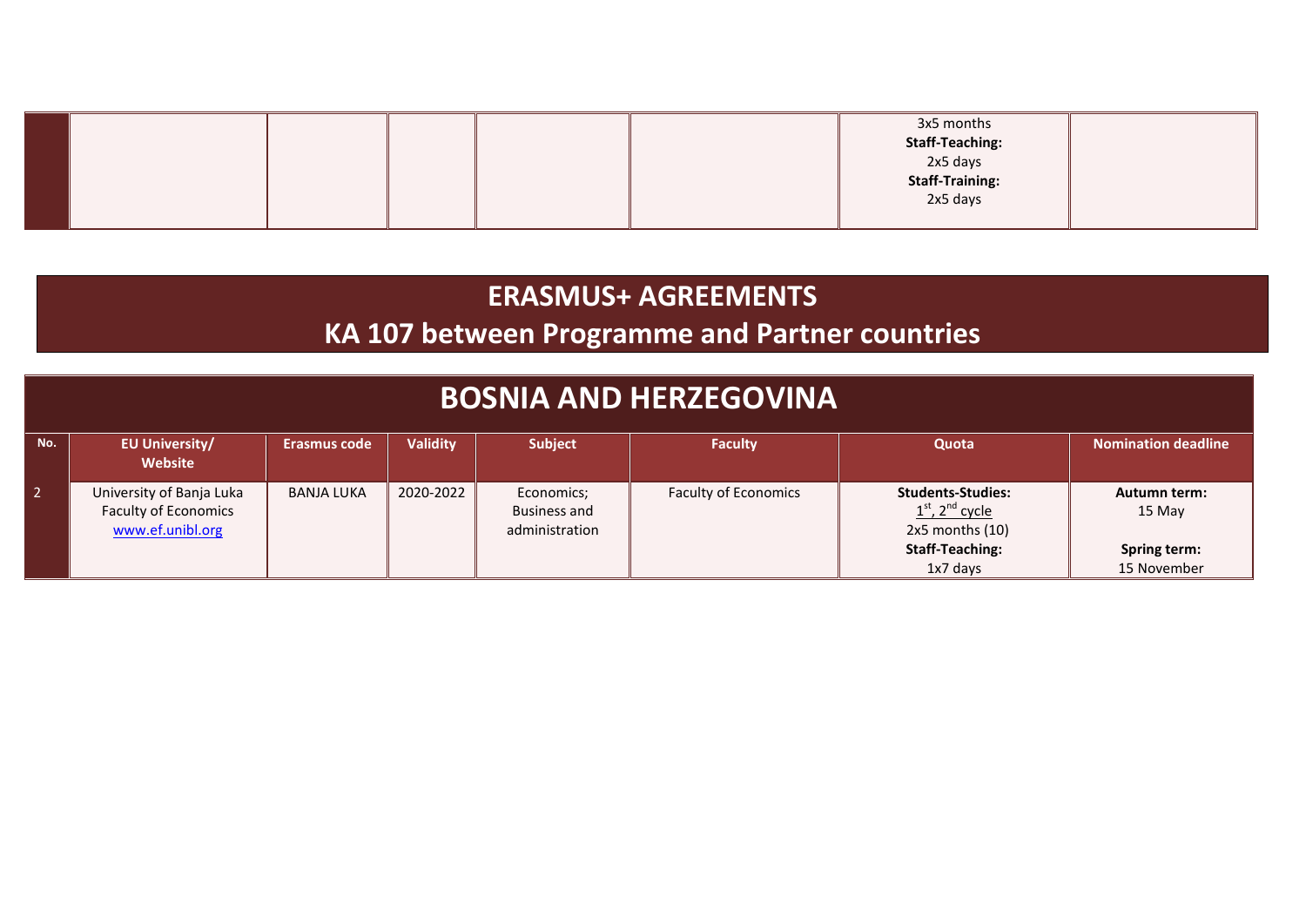| | | | | | | | |
|---|---|---|---|---|---|---|---|
| | | | | | | 3x5 months<br>**Staff-Teaching:**<br>2x5 days<br>**Staff-Training:**<br>2x5 days | |

# ERASMUS+ AGREEMENTS
# KA 107 between Programme and Partner countries

## BOSNIA AND HERZEGOVINA

| No. | EU University/ Website | Erasmus code | Validity | Subject | Faculty | Quota | Nomination deadline |
|---|---|---|---|---|---|---|---|
| 2 | University of Banja Luka<br>Faculty of Economics<br>www.ef.unibl.org | BANJA LUKA | 2020-2022 | Economics;<br>Business and administration | Faculty of Economics | **Students-Studies:**<br>1st, 2nd cycle<br>2x5 months (10)<br>**Staff-Teaching:**<br>1x7 days | **Autumn term:**<br>15 May<br><br>**Spring term:**<br>15 November |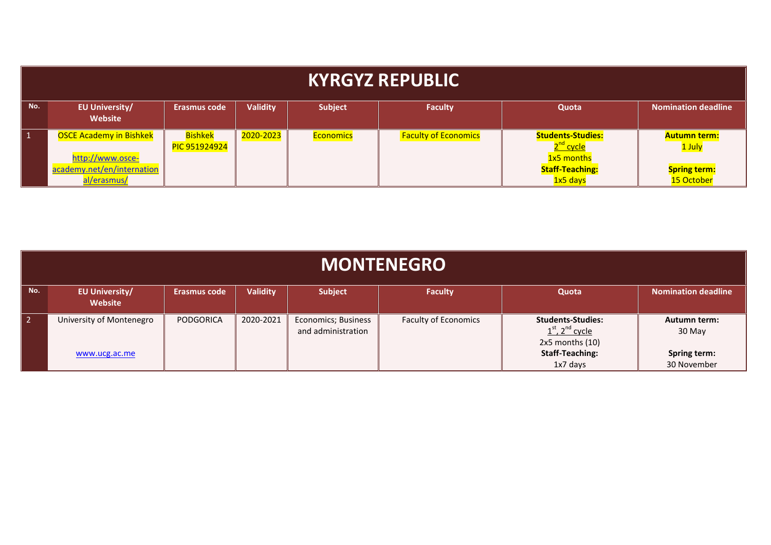# KYRGYZ REPUBLIC

| No. | EU University/ Website | Erasmus code | Validity | Subject | Faculty | Quota | Nomination deadline |
|---|---|---|---|---|---|---|---|
| 1 | OSCE Academy in Bishkek<br><br>http://www.osce-academy.net/en/international/erasmus/ | Bishkek PIC 951924924 | 2020-2023 | Economics | Faculty of Economics | **Students-Studies:**<br>2nd cycle<br>1x5 months<br>**Staff-Teaching:**<br>1x5 days | **Autumn term:**<br>1 July<br><br>**Spring term:**<br>15 October |

# MONTENEGRO

| No. | EU University/ Website | Erasmus code | Validity | Subject | Faculty | Quota | Nomination deadline |
|---|---|---|---|---|---|---|---|
| 2 | University of Montenegro<br><br>www.ucg.ac.me | PODGORICA | 2020-2021 | Economics; Business and administration | Faculty of Economics | **Students-Studies:**<br>1st, 2nd cycle<br>2x5 months (10)<br>**Staff-Teaching:**<br>1x7 days | **Autumn term:**<br>30 May<br><br>**Spring term:**<br>30 November |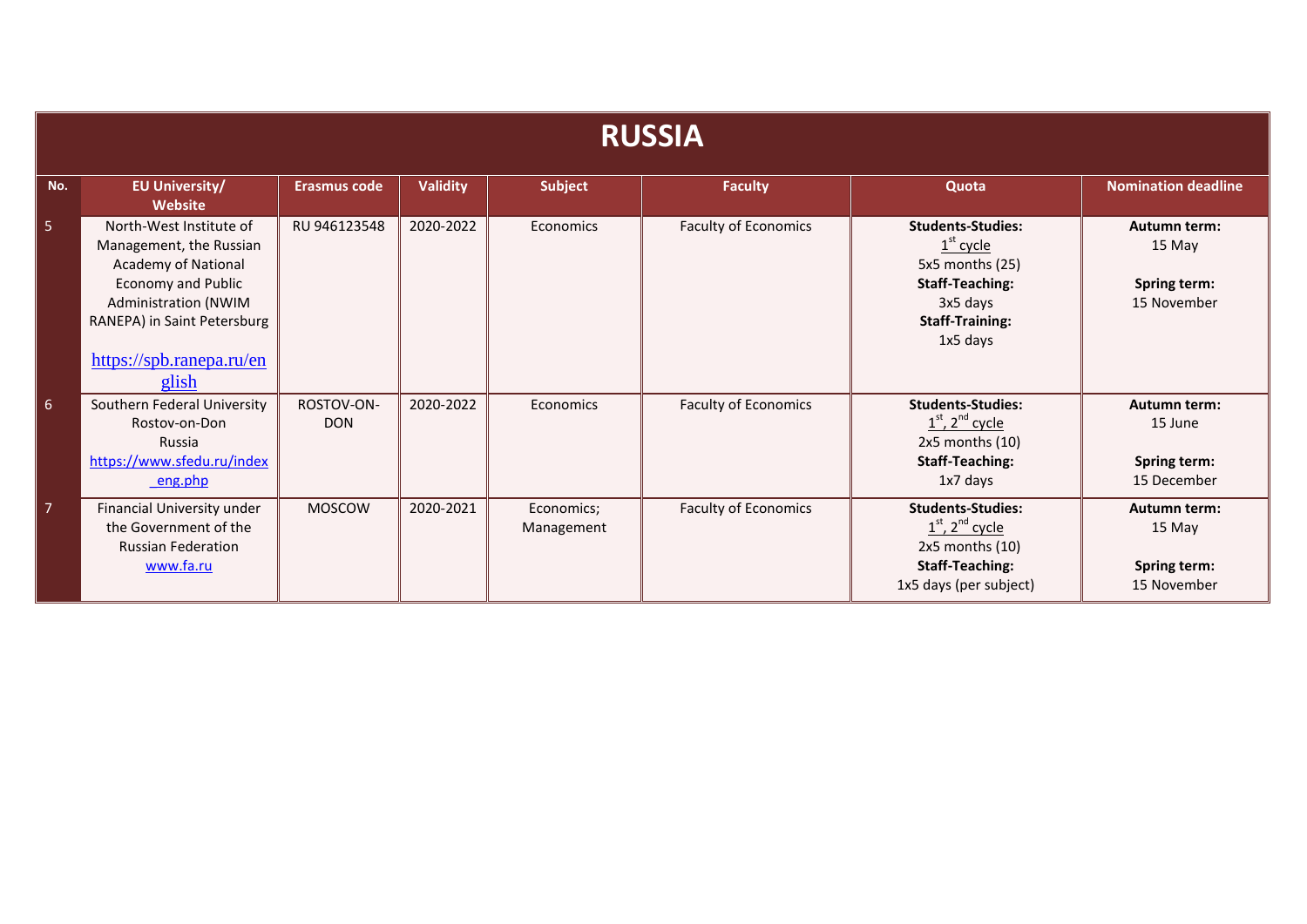# RUSSIA

| No. | EU University/ Website | Erasmus code | Validity | Subject | Faculty | Quota | Nomination deadline |
|---|---|---|---|---|---|---|---|
| 5 | North-West Institute of Management, the Russian Academy of National Economy and Public Administration (NWIM RANEPA) in Saint Petersburg https://spb.ranepa.ru/english | RU 946123548 | 2020-2022 | Economics | Faculty of Economics | **Students-Studies:** 1st cycle 5x5 months (25) **Staff-Teaching:** 3x5 days **Staff-Training:** 1x5 days | **Autumn term:** 15 May **Spring term:** 15 November |
| 6 | Southern Federal University Rostov-on-Don Russia https://www.sfedu.ru/index_eng.php | ROSTOV-ON-DON | 2020-2022 | Economics | Faculty of Economics | **Students-Studies:** 1st, 2nd cycle 2x5 months (10) **Staff-Teaching:** 1x7 days | **Autumn term:** 15 June **Spring term:** 15 December |
| 7 | Financial University under the Government of the Russian Federation www.fa.ru | MOSCOW | 2020-2021 | Economics; Management | Faculty of Economics | **Students-Studies:** 1st, 2nd cycle 2x5 months (10) **Staff-Teaching:** 1x5 days (per subject) | **Autumn term:** 15 May **Spring term:** 15 November |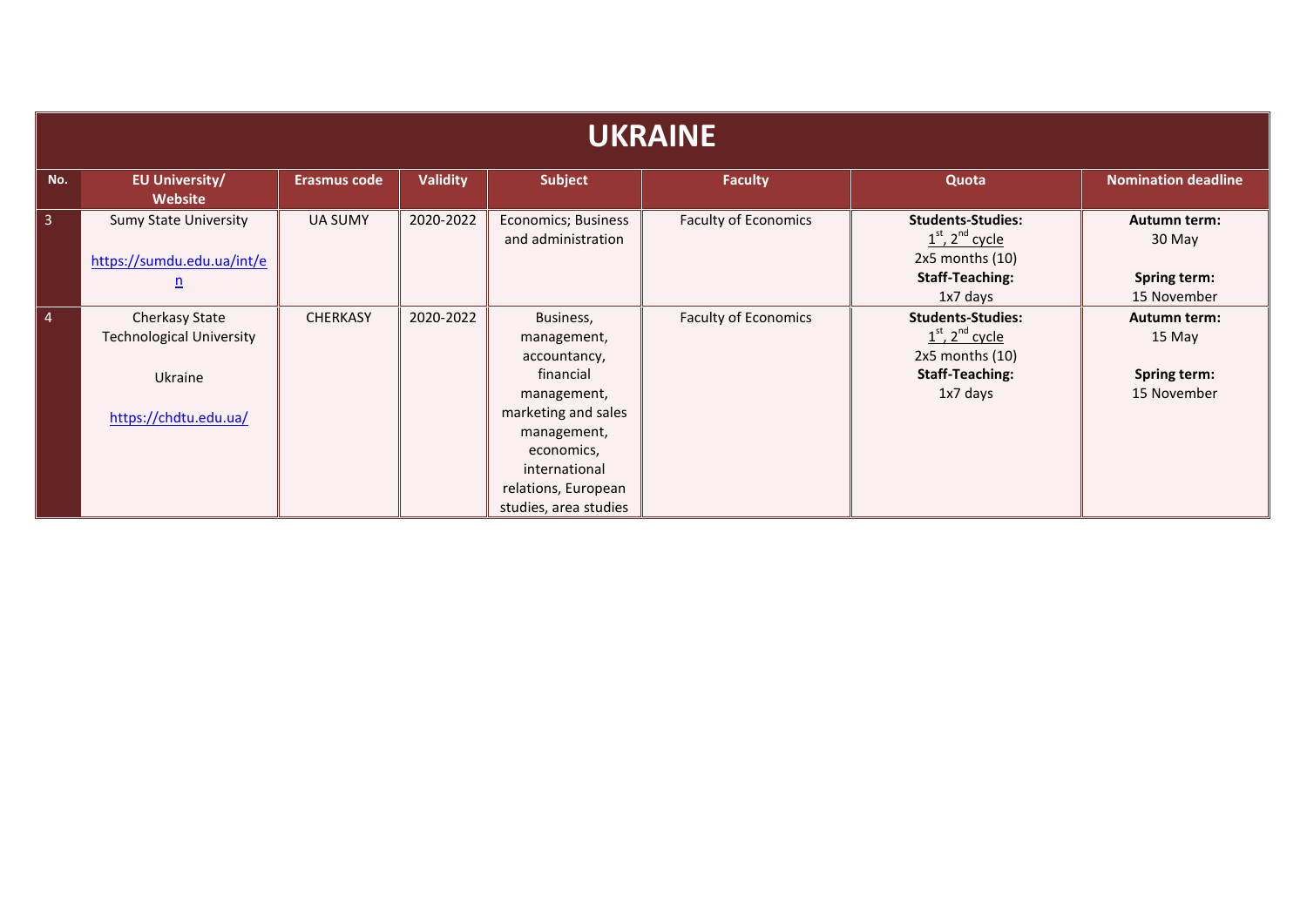# UKRAINE

| No. | EU University/ Website | Erasmus code | Validity | Subject | Faculty | Quota | Nomination deadline |
|---|---|---|---|---|---|---|---|
| 3 | Sumy State University https://sumdu.edu.ua/int/en | UA SUMY | 2020-2022 | Economics; Business and administration | Faculty of Economics | **Students-Studies:** 1st, 2nd cycle 2x5 months (10) **Staff-Teaching:** 1x7 days | **Autumn term:** 30 May **Spring term:** 15 November |
| 4 | Cherkasy State Technological University Ukraine https://chdtu.edu.ua/ | CHERKASY | 2020-2022 | Business, management, accountancy, financial management, marketing and sales management, economics, international relations, European studies, area studies | Faculty of Economics | **Students-Studies:** 1st, 2nd cycle 2x5 months (10) **Staff-Teaching:** 1x7 days | **Autumn term:** 15 May **Spring term:** 15 November |